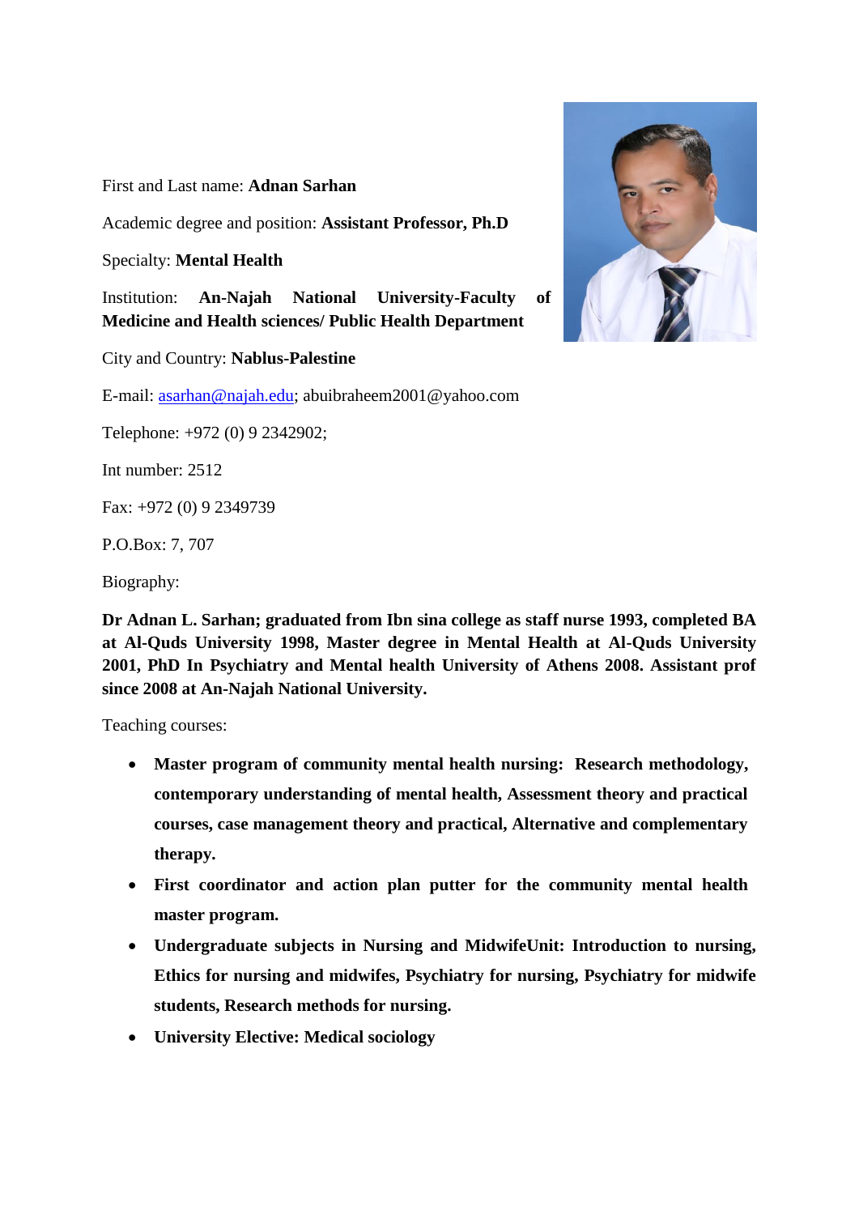First and Last name: **Adnan Sarhan**

Academic degree and position: **Assistant Professor, Ph.D**

Specialty: **Mental Health**

Institution: **An-Najah National University-Faculty of Medicine and Health sciences/ Public Health Department**

City and Country: **Nablus-Palestine**

E-mail: asarhan@najah.edu; abuibraheem2001@yahoo.com

Telephone: +972 (0) 9 2342902;

Int number: 2512

Fax: +972 (0) 9 2349739

P.O.Box: 7, 707

Biography:

**Dr Adnan L. Sarhan; graduated from Ibn sina college as staff nurse 1993, completed BA at Al-Quds University 1998, Master degree in Mental Health at Al-Quds University 2001, PhD In Psychiatry and Mental health University of Athens 2008. Assistant prof since 2008 at An-Najah National University.**

Teaching courses:

- **Master program of community mental health nursing: Research methodology, contemporary understanding of mental health, Assessment theory and practical courses, case management theory and practical, Alternative and complementary therapy.**
- **First coordinator and action plan putter for the community mental health master program.**
- **Undergraduate subjects in Nursing and MidwifeUnit: Introduction to nursing, Ethics for nursing and midwifes, Psychiatry for nursing, Psychiatry for midwife students, Research methods for nursing.**
- **University Elective: Medical sociology**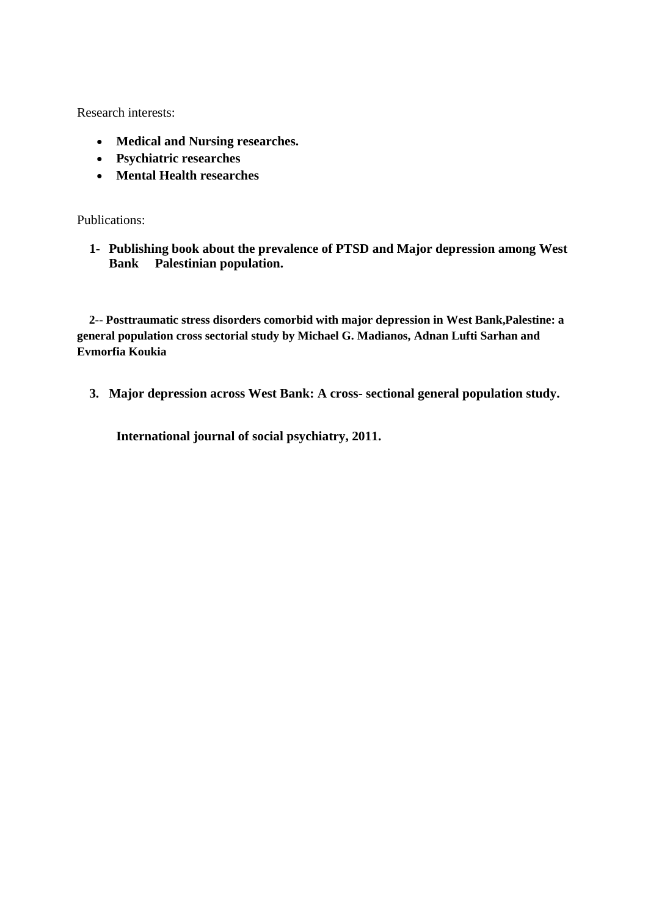Research interests:

- **Medical and Nursing researches.**
- **Psychiatric researches**
- **Mental Health researches**

Publications:

**1- Publishing book about the prevalence of PTSD and Major depression among West Bank Palestinian population.**

**2-- Posttraumatic stress disorders comorbid with major depression in West Bank,Palestine: a general population cross sectorial study by Michael G. Madianos, Adnan Lufti Sarhan and Evmorfia Koukia**

**3. Major depression across West Bank: A cross- sectional general population study.**

**International journal of social psychiatry, 2011.**